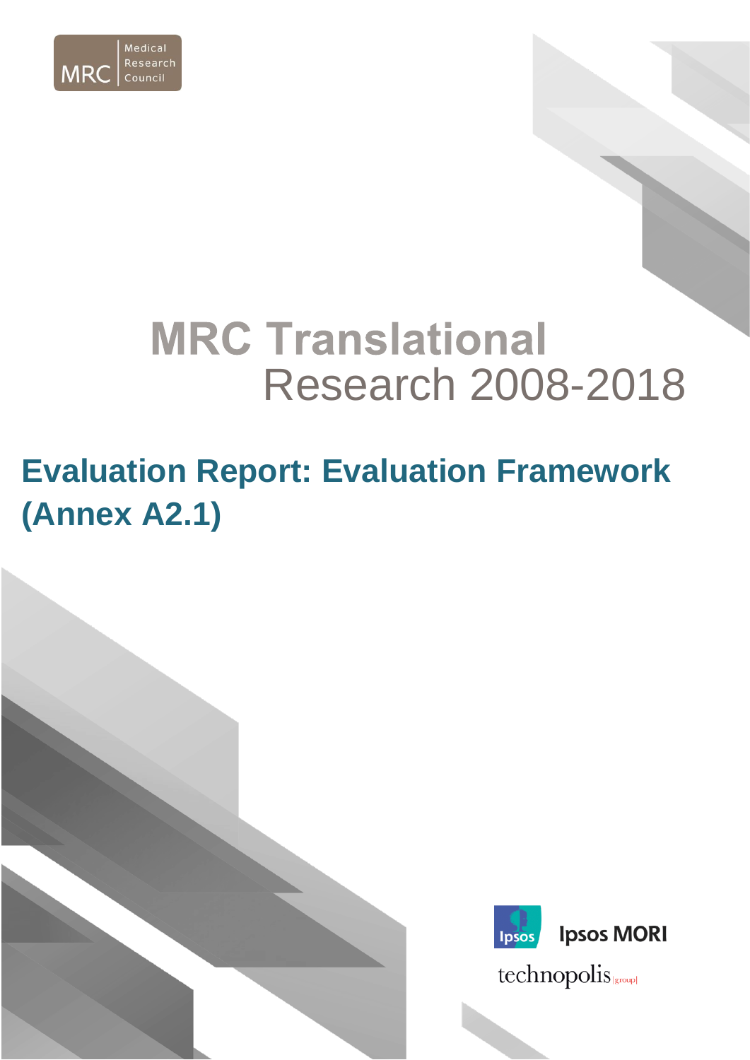MRC Medical Research Council

# MRC Translational Research 2008-2018

## Evaluation Report: Evaluation Framework (Annex A2.1)

Ipsos MORI

technopolis |group|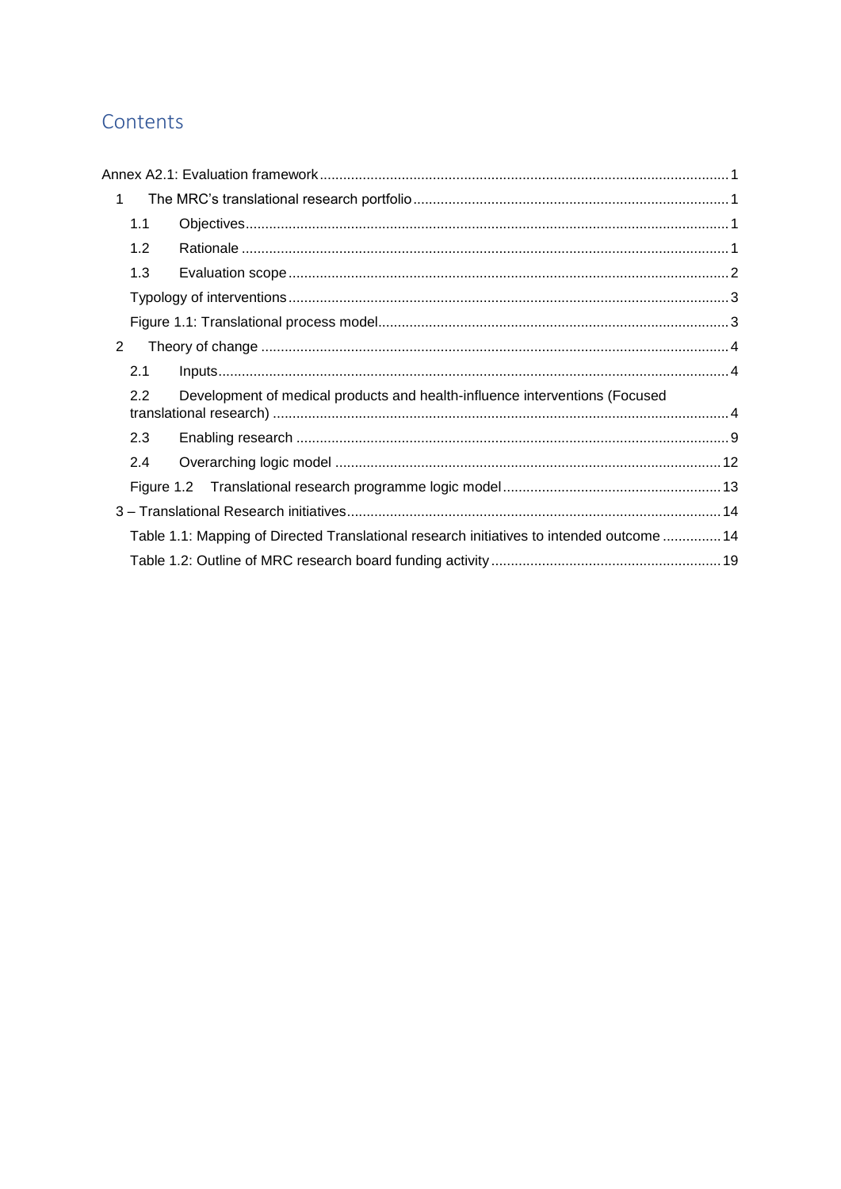# Contents

Annex A2.1: Evaluation framework ..... 1

- 1 The MRC's translational research portfolio ..... 1
  - 1.1 Objectives ..... 1
  - 1.2 Rationale ..... 1
  - 1.3 Evaluation scope ..... 2
  - Typology of interventions ..... 3
  - Figure 1.1: Translational process model ..... 3
- 2 Theory of change ..... 4
  - 2.1 Inputs ..... 4
  - 2.2 Development of medical products and health-influence interventions (Focused translational research) ..... 4
  - 2.3 Enabling research ..... 9
  - 2.4 Overarching logic model ..... 12
  - Figure 1.2 Translational research programme logic model ..... 13
- 3 – Translational Research initiatives ..... 14
  - Table 1.1: Mapping of Directed Translational research initiatives to intended outcome ..... 14
  - Table 1.2: Outline of MRC research board funding activity ..... 19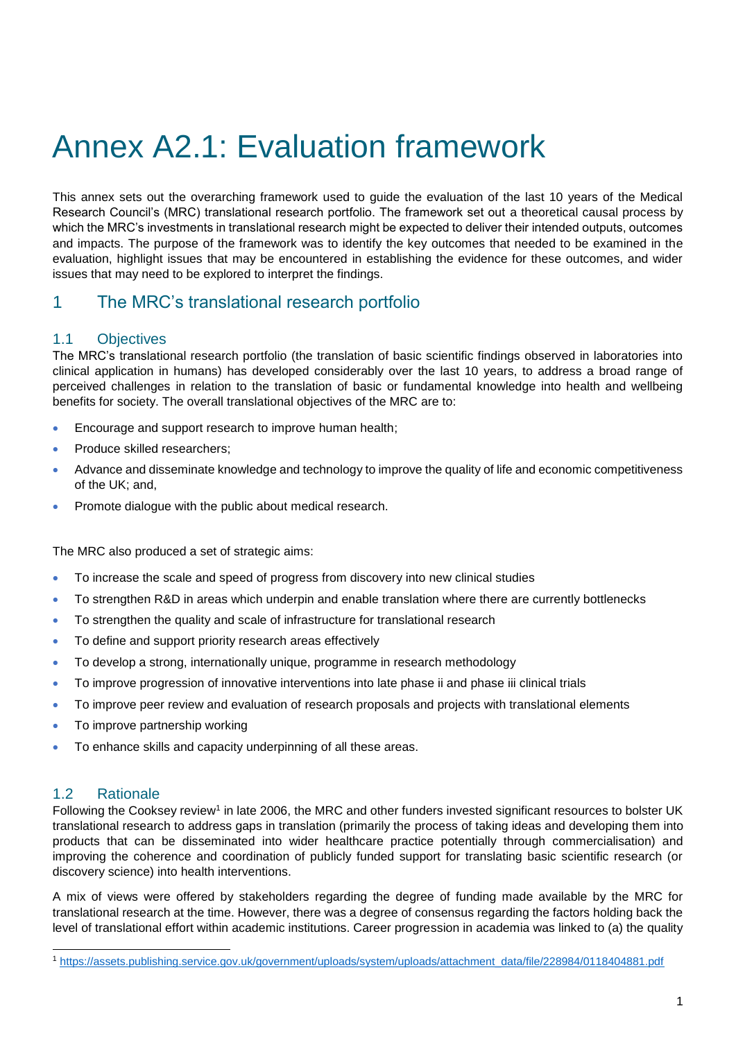# Annex A2.1: Evaluation framework

This annex sets out the overarching framework used to guide the evaluation of the last 10 years of the Medical Research Council's (MRC) translational research portfolio. The framework set out a theoretical causal process by which the MRC's investments in translational research might be expected to deliver their intended outputs, outcomes and impacts. The purpose of the framework was to identify the key outcomes that needed to be examined in the evaluation, highlight issues that may be encountered in establishing the evidence for these outcomes, and wider issues that may need to be explored to interpret the findings.

## 1 The MRC's translational research portfolio

### 1.1 Objectives

The MRC's translational research portfolio (the translation of basic scientific findings observed in laboratories into clinical application in humans) has developed considerably over the last 10 years, to address a broad range of perceived challenges in relation to the translation of basic or fundamental knowledge into health and wellbeing benefits for society. The overall translational objectives of the MRC are to:

- Encourage and support research to improve human health;
- Produce skilled researchers;
- Advance and disseminate knowledge and technology to improve the quality of life and economic competitiveness of the UK; and,
- Promote dialogue with the public about medical research.

The MRC also produced a set of strategic aims:

- To increase the scale and speed of progress from discovery into new clinical studies
- To strengthen R&D in areas which underpin and enable translation where there are currently bottlenecks
- To strengthen the quality and scale of infrastructure for translational research
- To define and support priority research areas effectively
- To develop a strong, internationally unique, programme in research methodology
- To improve progression of innovative interventions into late phase ii and phase iii clinical trials
- To improve peer review and evaluation of research proposals and projects with translational elements
- To improve partnership working
- To enhance skills and capacity underpinning of all these areas.

### 1.2 Rationale

Following the Cooksey review[1] in late 2006, the MRC and other funders invested significant resources to bolster UK translational research to address gaps in translation (primarily the process of taking ideas and developing them into products that can be disseminated into wider healthcare practice potentially through commercialisation) and improving the coherence and coordination of publicly funded support for translating basic scientific research (or discovery science) into health interventions.

A mix of views were offered by stakeholders regarding the degree of funding made available by the MRC for translational research at the time. However, there was a degree of consensus regarding the factors holding back the level of translational effort within academic institutions. Career progression in academia was linked to (a) the quality

[1] https://assets.publishing.service.gov.uk/government/uploads/system/uploads/attachment_data/file/228984/0118404881.pdf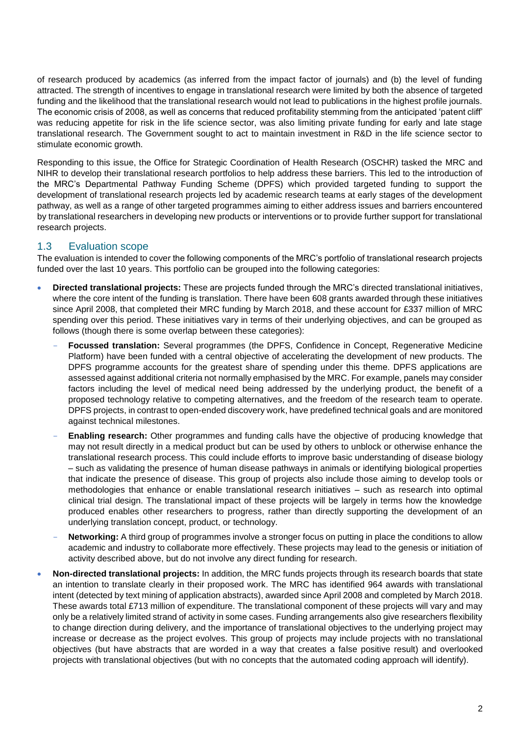of research produced by academics (as inferred from the impact factor of journals) and (b) the level of funding attracted. The strength of incentives to engage in translational research were limited by both the absence of targeted funding and the likelihood that the translational research would not lead to publications in the highest profile journals. The economic crisis of 2008, as well as concerns that reduced profitability stemming from the anticipated 'patent cliff' was reducing appetite for risk in the life science sector, was also limiting private funding for early and late stage translational research. The Government sought to act to maintain investment in R&D in the life science sector to stimulate economic growth.

Responding to this issue, the Office for Strategic Coordination of Health Research (OSCHR) tasked the MRC and NIHR to develop their translational research portfolios to help address these barriers. This led to the introduction of the MRC's Departmental Pathway Funding Scheme (DPFS) which provided targeted funding to support the development of translational research projects led by academic research teams at early stages of the development pathway, as well as a range of other targeted programmes aiming to either address issues and barriers encountered by translational researchers in developing new products or interventions or to provide further support for translational research projects.

## 1.3 Evaluation scope

The evaluation is intended to cover the following components of the MRC's portfolio of translational research projects funded over the last 10 years. This portfolio can be grouped into the following categories:

- **Directed translational projects:** These are projects funded through the MRC's directed translational initiatives, where the core intent of the funding is translation. There have been 608 grants awarded through these initiatives since April 2008, that completed their MRC funding by March 2018, and these account for £337 million of MRC spending over this period. These initiatives vary in terms of their underlying objectives, and can be grouped as follows (though there is some overlap between these categories):
  - **Focussed translation:** Several programmes (the DPFS, Confidence in Concept, Regenerative Medicine Platform) have been funded with a central objective of accelerating the development of new products. The DPFS programme accounts for the greatest share of spending under this theme. DPFS applications are assessed against additional criteria not normally emphasised by the MRC. For example, panels may consider factors including the level of medical need being addressed by the underlying product, the benefit of a proposed technology relative to competing alternatives, and the freedom of the research team to operate. DPFS projects, in contrast to open-ended discovery work, have predefined technical goals and are monitored against technical milestones.
  - **Enabling research:** Other programmes and funding calls have the objective of producing knowledge that may not result directly in a medical product but can be used by others to unblock or otherwise enhance the translational research process. This could include efforts to improve basic understanding of disease biology – such as validating the presence of human disease pathways in animals or identifying biological properties that indicate the presence of disease. This group of projects also include those aiming to develop tools or methodologies that enhance or enable translational research initiatives – such as research into optimal clinical trial design. The translational impact of these projects will be largely in terms how the knowledge produced enables other researchers to progress, rather than directly supporting the development of an underlying translation concept, product, or technology.
  - **Networking:** A third group of programmes involve a stronger focus on putting in place the conditions to allow academic and industry to collaborate more effectively. These projects may lead to the genesis or initiation of activity described above, but do not involve any direct funding for research.
- **Non-directed translational projects:** In addition, the MRC funds projects through its research boards that state an intention to translate clearly in their proposed work. The MRC has identified 964 awards with translational intent (detected by text mining of application abstracts), awarded since April 2008 and completed by March 2018. These awards total £713 million of expenditure. The translational component of these projects will vary and may only be a relatively limited strand of activity in some cases. Funding arrangements also give researchers flexibility to change direction during delivery, and the importance of translational objectives to the underlying project may increase or decrease as the project evolves. This group of projects may include projects with no translational objectives (but have abstracts that are worded in a way that creates a false positive result) and overlooked projects with translational objectives (but with no concepts that the automated coding approach will identify).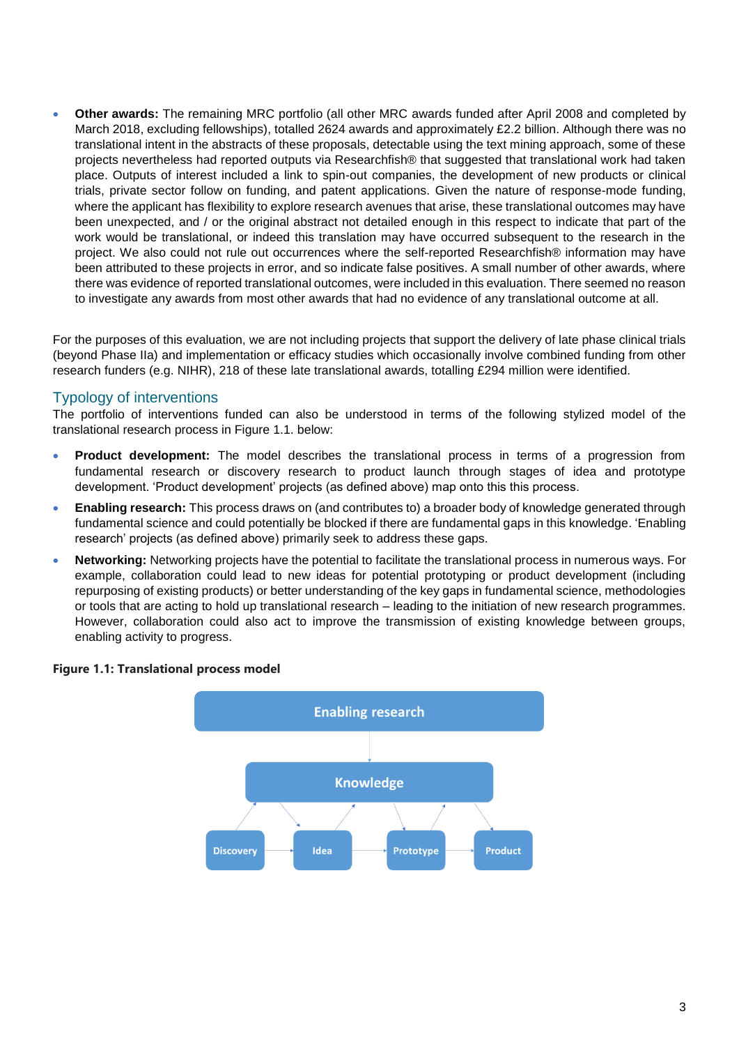- **Other awards:** The remaining MRC portfolio (all other MRC awards funded after April 2008 and completed by March 2018, excluding fellowships), totalled 2624 awards and approximately £2.2 billion. Although there was no translational intent in the abstracts of these proposals, detectable using the text mining approach, some of these projects nevertheless had reported outputs via Researchfish® that suggested that translational work had taken place. Outputs of interest included a link to spin-out companies, the development of new products or clinical trials, private sector follow on funding, and patent applications. Given the nature of response-mode funding, where the applicant has flexibility to explore research avenues that arise, these translational outcomes may have been unexpected, and / or the original abstract not detailed enough in this respect to indicate that part of the work would be translational, or indeed this translation may have occurred subsequent to the research in the project. We also could not rule out occurrences where the self-reported Researchfish® information may have been attributed to these projects in error, and so indicate false positives. A small number of other awards, where there was evidence of reported translational outcomes, were included in this evaluation. There seemed no reason to investigate any awards from most other awards that had no evidence of any translational outcome at all.

For the purposes of this evaluation, we are not including projects that support the delivery of late phase clinical trials (beyond Phase IIa) and implementation or efficacy studies which occasionally involve combined funding from other research funders (e.g. NIHR), 218 of these late translational awards, totalling £294 million were identified.

## Typology of interventions

The portfolio of interventions funded can also be understood in terms of the following stylized model of the translational research process in Figure 1.1. below:

- **Product development:** The model describes the translational process in terms of a progression from fundamental research or discovery research to product launch through stages of idea and prototype development. 'Product development' projects (as defined above) map onto this this process.
- **Enabling research:** This process draws on (and contributes to) a broader body of knowledge generated through fundamental science and could potentially be blocked if there are fundamental gaps in this knowledge. 'Enabling research' projects (as defined above) primarily seek to address these gaps.
- **Networking:** Networking projects have the potential to facilitate the translational process in numerous ways. For example, collaboration could lead to new ideas for potential prototyping or product development (including repurposing of existing products) or better understanding of the key gaps in fundamental science, methodologies or tools that are acting to hold up translational research – leading to the initiation of new research programmes. However, collaboration could also act to improve the transmission of existing knowledge between groups, enabling activity to progress.

**Figure 1.1: Translational process model**

Enabling research

Knowledge

Discovery | Idea | Prototype | Product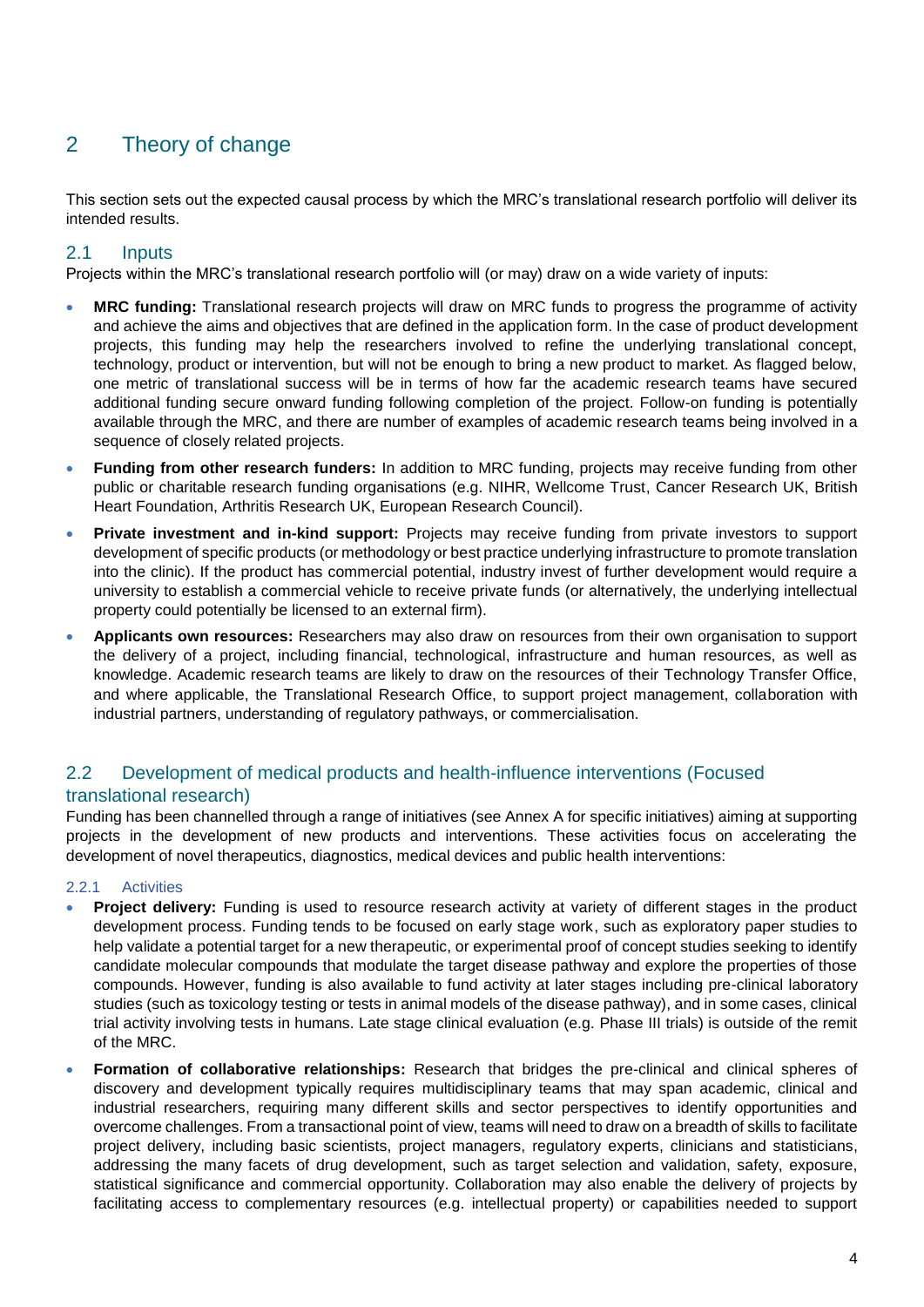# 2 Theory of change

This section sets out the expected causal process by which the MRC's translational research portfolio will deliver its intended results.

## 2.1 Inputs

Projects within the MRC's translational research portfolio will (or may) draw on a wide variety of inputs:

- **MRC funding:** Translational research projects will draw on MRC funds to progress the programme of activity and achieve the aims and objectives that are defined in the application form. In the case of product development projects, this funding may help the researchers involved to refine the underlying translational concept, technology, product or intervention, but will not be enough to bring a new product to market. As flagged below, one metric of translational success will be in terms of how far the academic research teams have secured additional funding secure onward funding following completion of the project. Follow-on funding is potentially available through the MRC, and there are number of examples of academic research teams being involved in a sequence of closely related projects.
- **Funding from other research funders:** In addition to MRC funding, projects may receive funding from other public or charitable research funding organisations (e.g. NIHR, Wellcome Trust, Cancer Research UK, British Heart Foundation, Arthritis Research UK, European Research Council).
- **Private investment and in-kind support:** Projects may receive funding from private investors to support development of specific products (or methodology or best practice underlying infrastructure to promote translation into the clinic). If the product has commercial potential, industry invest of further development would require a university to establish a commercial vehicle to receive private funds (or alternatively, the underlying intellectual property could potentially be licensed to an external firm).
- **Applicants own resources:** Researchers may also draw on resources from their own organisation to support the delivery of a project, including financial, technological, infrastructure and human resources, as well as knowledge. Academic research teams are likely to draw on the resources of their Technology Transfer Office, and where applicable, the Translational Research Office, to support project management, collaboration with industrial partners, understanding of regulatory pathways, or commercialisation.

## 2.2 Development of medical products and health-influence interventions (Focused translational research)

Funding has been channelled through a range of initiatives (see Annex A for specific initiatives) aiming at supporting projects in the development of new products and interventions. These activities focus on accelerating the development of novel therapeutics, diagnostics, medical devices and public health interventions:

### 2.2.1 Activities

- **Project delivery:** Funding is used to resource research activity at variety of different stages in the product development process. Funding tends to be focused on early stage work, such as exploratory paper studies to help validate a potential target for a new therapeutic, or experimental proof of concept studies seeking to identify candidate molecular compounds that modulate the target disease pathway and explore the properties of those compounds. However, funding is also available to fund activity at later stages including pre-clinical laboratory studies (such as toxicology testing or tests in animal models of the disease pathway), and in some cases, clinical trial activity involving tests in humans. Late stage clinical evaluation (e.g. Phase III trials) is outside of the remit of the MRC.
- **Formation of collaborative relationships:** Research that bridges the pre-clinical and clinical spheres of discovery and development typically requires multidisciplinary teams that may span academic, clinical and industrial researchers, requiring many different skills and sector perspectives to identify opportunities and overcome challenges. From a transactional point of view, teams will need to draw on a breadth of skills to facilitate project delivery, including basic scientists, project managers, regulatory experts, clinicians and statisticians, addressing the many facets of drug development, such as target selection and validation, safety, exposure, statistical significance and commercial opportunity. Collaboration may also enable the delivery of projects by facilitating access to complementary resources (e.g. intellectual property) or capabilities needed to support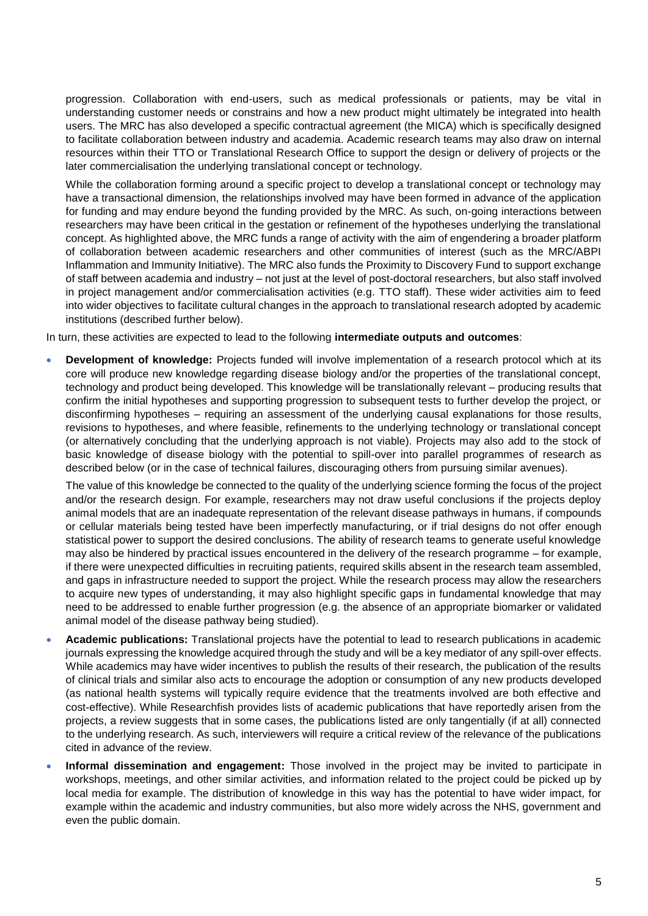progression. Collaboration with end-users, such as medical professionals or patients, may be vital in understanding customer needs or constrains and how a new product might ultimately be integrated into health users. The MRC has also developed a specific contractual agreement (the MICA) which is specifically designed to facilitate collaboration between industry and academia. Academic research teams may also draw on internal resources within their TTO or Translational Research Office to support the design or delivery of projects or the later commercialisation the underlying translational concept or technology.

While the collaboration forming around a specific project to develop a translational concept or technology may have a transactional dimension, the relationships involved may have been formed in advance of the application for funding and may endure beyond the funding provided by the MRC. As such, on-going interactions between researchers may have been critical in the gestation or refinement of the hypotheses underlying the translational concept. As highlighted above, the MRC funds a range of activity with the aim of engendering a broader platform of collaboration between academic researchers and other communities of interest (such as the MRC/ABPI Inflammation and Immunity Initiative). The MRC also funds the Proximity to Discovery Fund to support exchange of staff between academia and industry – not just at the level of post-doctoral researchers, but also staff involved in project management and/or commercialisation activities (e.g. TTO staff). These wider activities aim to feed into wider objectives to facilitate cultural changes in the approach to translational research adopted by academic institutions (described further below).

In turn, these activities are expected to lead to the following **intermediate outputs and outcomes**:

- **Development of knowledge:** Projects funded will involve implementation of a research protocol which at its core will produce new knowledge regarding disease biology and/or the properties of the translational concept, technology and product being developed. This knowledge will be translationally relevant – producing results that confirm the initial hypotheses and supporting progression to subsequent tests to further develop the project, or disconfirming hypotheses – requiring an assessment of the underlying causal explanations for those results, revisions to hypotheses, and where feasible, refinements to the underlying technology or translational concept (or alternatively concluding that the underlying approach is not viable). Projects may also add to the stock of basic knowledge of disease biology with the potential to spill-over into parallel programmes of research as described below (or in the case of technical failures, discouraging others from pursuing similar avenues).

  The value of this knowledge be connected to the quality of the underlying science forming the focus of the project and/or the research design. For example, researchers may not draw useful conclusions if the projects deploy animal models that are an inadequate representation of the relevant disease pathways in humans, if compounds or cellular materials being tested have been imperfectly manufacturing, or if trial designs do not offer enough statistical power to support the desired conclusions. The ability of research teams to generate useful knowledge may also be hindered by practical issues encountered in the delivery of the research programme – for example, if there were unexpected difficulties in recruiting patients, required skills absent in the research team assembled, and gaps in infrastructure needed to support the project. While the research process may allow the researchers to acquire new types of understanding, it may also highlight specific gaps in fundamental knowledge that may need to be addressed to enable further progression (e.g. the absence of an appropriate biomarker or validated animal model of the disease pathway being studied).

- **Academic publications:** Translational projects have the potential to lead to research publications in academic journals expressing the knowledge acquired through the study and will be a key mediator of any spill-over effects. While academics may have wider incentives to publish the results of their research, the publication of the results of clinical trials and similar also acts to encourage the adoption or consumption of any new products developed (as national health systems will typically require evidence that the treatments involved are both effective and cost-effective). While Researchfish provides lists of academic publications that have reportedly arisen from the projects, a review suggests that in some cases, the publications listed are only tangentially (if at all) connected to the underlying research. As such, interviewers will require a critical review of the relevance of the publications cited in advance of the review.

- **Informal dissemination and engagement:** Those involved in the project may be invited to participate in workshops, meetings, and other similar activities, and information related to the project could be picked up by local media for example. The distribution of knowledge in this way has the potential to have wider impact, for example within the academic and industry communities, but also more widely across the NHS, government and even the public domain.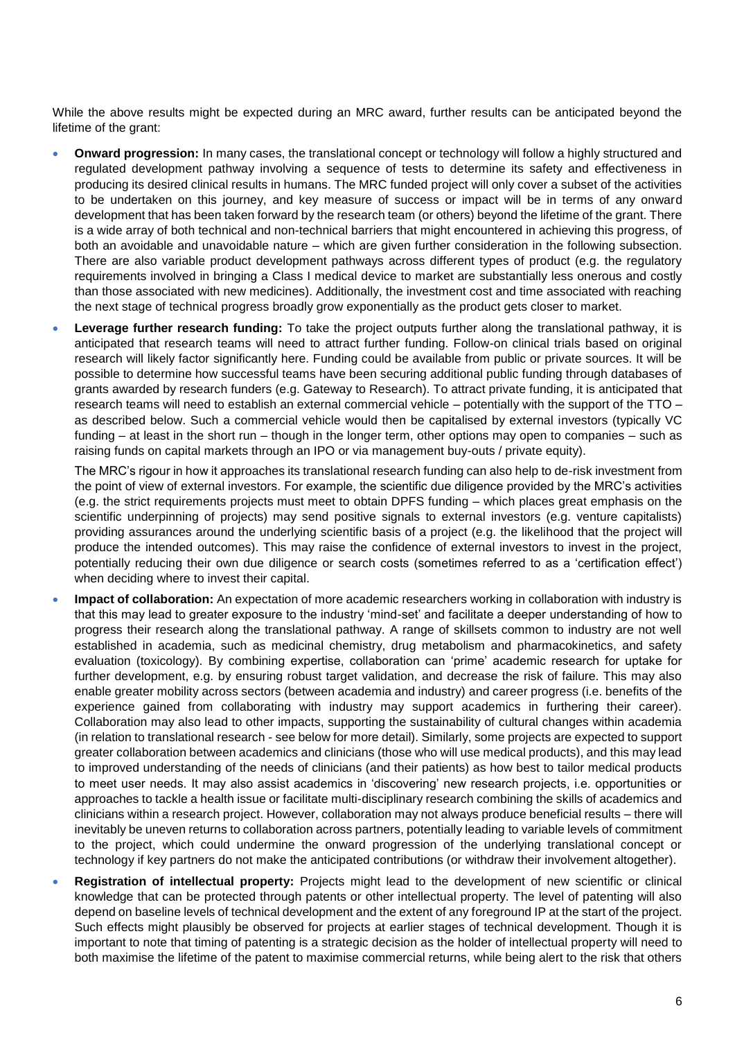While the above results might be expected during an MRC award, further results can be anticipated beyond the lifetime of the grant:

- **Onward progression:** In many cases, the translational concept or technology will follow a highly structured and regulated development pathway involving a sequence of tests to determine its safety and effectiveness in producing its desired clinical results in humans. The MRC funded project will only cover a subset of the activities to be undertaken on this journey, and key measure of success or impact will be in terms of any onward development that has been taken forward by the research team (or others) beyond the lifetime of the grant. There is a wide array of both technical and non-technical barriers that might encountered in achieving this progress, of both an avoidable and unavoidable nature – which are given further consideration in the following subsection. There are also variable product development pathways across different types of product (e.g. the regulatory requirements involved in bringing a Class I medical device to market are substantially less onerous and costly than those associated with new medicines). Additionally, the investment cost and time associated with reaching the next stage of technical progress broadly grow exponentially as the product gets closer to market.
- **Leverage further research funding:** To take the project outputs further along the translational pathway, it is anticipated that research teams will need to attract further funding. Follow-on clinical trials based on original research will likely factor significantly here. Funding could be available from public or private sources. It will be possible to determine how successful teams have been securing additional public funding through databases of grants awarded by research funders (e.g. Gateway to Research). To attract private funding, it is anticipated that research teams will need to establish an external commercial vehicle – potentially with the support of the TTO – as described below. Such a commercial vehicle would then be capitalised by external investors (typically VC funding – at least in the short run – though in the longer term, other options may open to companies – such as raising funds on capital markets through an IPO or via management buy-outs / private equity).

  The MRC's rigour in how it approaches its translational research funding can also help to de-risk investment from the point of view of external investors. For example, the scientific due diligence provided by the MRC's activities (e.g. the strict requirements projects must meet to obtain DPFS funding – which places great emphasis on the scientific underpinning of projects) may send positive signals to external investors (e.g. venture capitalists) providing assurances around the underlying scientific basis of a project (e.g. the likelihood that the project will produce the intended outcomes). This may raise the confidence of external investors to invest in the project, potentially reducing their own due diligence or search costs (sometimes referred to as a 'certification effect') when deciding where to invest their capital.
- **Impact of collaboration:** An expectation of more academic researchers working in collaboration with industry is that this may lead to greater exposure to the industry 'mind-set' and facilitate a deeper understanding of how to progress their research along the translational pathway. A range of skillsets common to industry are not well established in academia, such as medicinal chemistry, drug metabolism and pharmacokinetics, and safety evaluation (toxicology). By combining expertise, collaboration can 'prime' academic research for uptake for further development, e.g. by ensuring robust target validation, and decrease the risk of failure. This may also enable greater mobility across sectors (between academia and industry) and career progress (i.e. benefits of the experience gained from collaborating with industry may support academics in furthering their career). Collaboration may also lead to other impacts, supporting the sustainability of cultural changes within academia (in relation to translational research - see below for more detail). Similarly, some projects are expected to support greater collaboration between academics and clinicians (those who will use medical products), and this may lead to improved understanding of the needs of clinicians (and their patients) as how best to tailor medical products to meet user needs. It may also assist academics in 'discovering' new research projects, i.e. opportunities or approaches to tackle a health issue or facilitate multi-disciplinary research combining the skills of academics and clinicians within a research project. However, collaboration may not always produce beneficial results – there will inevitably be uneven returns to collaboration across partners, potentially leading to variable levels of commitment to the project, which could undermine the onward progression of the underlying translational concept or technology if key partners do not make the anticipated contributions (or withdraw their involvement altogether).
- **Registration of intellectual property:** Projects might lead to the development of new scientific or clinical knowledge that can be protected through patents or other intellectual property. The level of patenting will also depend on baseline levels of technical development and the extent of any foreground IP at the start of the project. Such effects might plausibly be observed for projects at earlier stages of technical development. Though it is important to note that timing of patenting is a strategic decision as the holder of intellectual property will need to both maximise the lifetime of the patent to maximise commercial returns, while being alert to the risk that others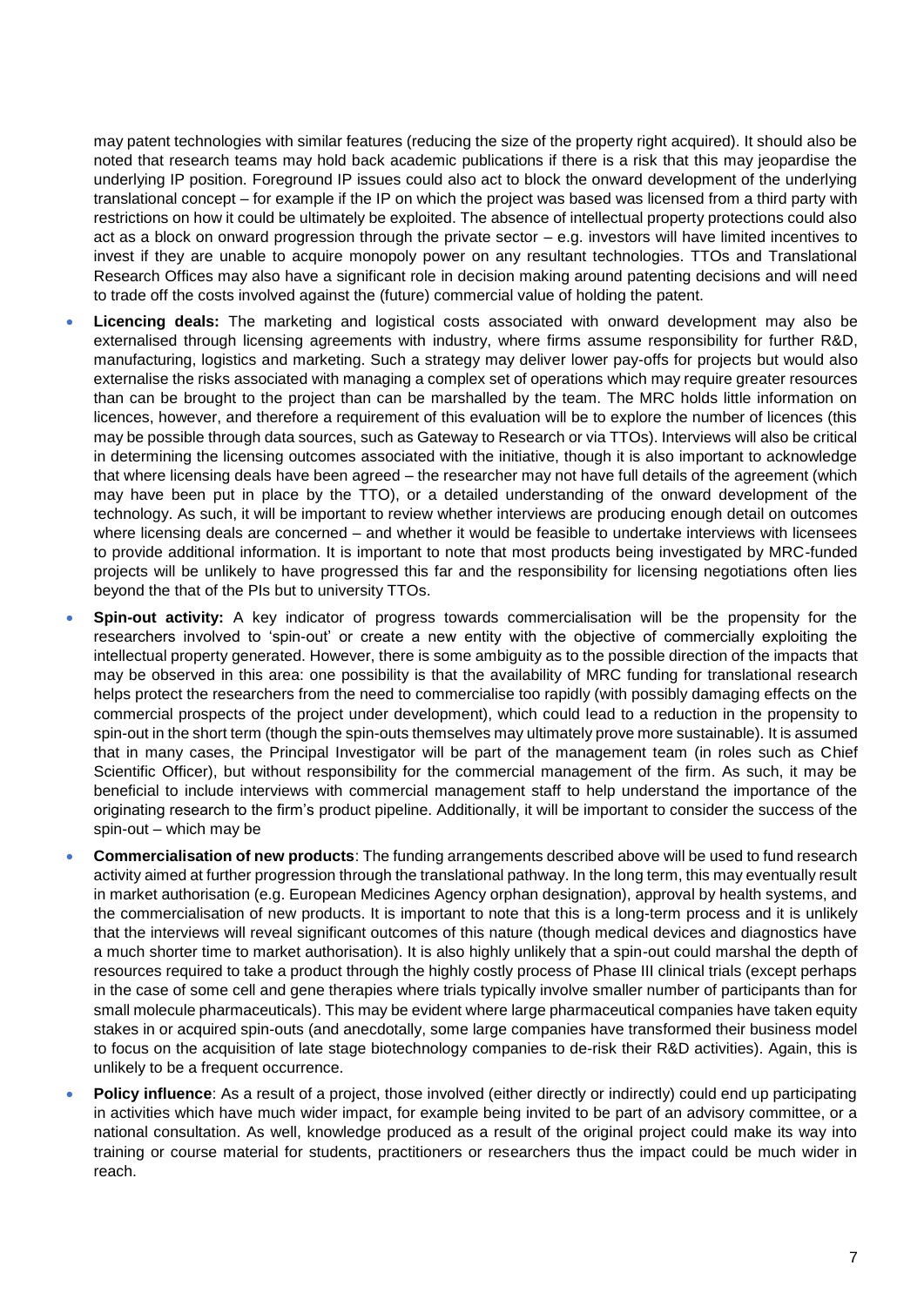may patent technologies with similar features (reducing the size of the property right acquired). It should also be noted that research teams may hold back academic publications if there is a risk that this may jeopardise the underlying IP position. Foreground IP issues could also act to block the onward development of the underlying translational concept – for example if the IP on which the project was based was licensed from a third party with restrictions on how it could be ultimately be exploited. The absence of intellectual property protections could also act as a block on onward progression through the private sector – e.g. investors will have limited incentives to invest if they are unable to acquire monopoly power on any resultant technologies. TTOs and Translational Research Offices may also have a significant role in decision making around patenting decisions and will need to trade off the costs involved against the (future) commercial value of holding the patent.

- **Licencing deals:** The marketing and logistical costs associated with onward development may also be externalised through licensing agreements with industry, where firms assume responsibility for further R&D, manufacturing, logistics and marketing. Such a strategy may deliver lower pay-offs for projects but would also externalise the risks associated with managing a complex set of operations which may require greater resources than can be brought to the project than can be marshalled by the team. The MRC holds little information on licences, however, and therefore a requirement of this evaluation will be to explore the number of licences (this may be possible through data sources, such as Gateway to Research or via TTOs). Interviews will also be critical in determining the licensing outcomes associated with the initiative, though it is also important to acknowledge that where licensing deals have been agreed – the researcher may not have full details of the agreement (which may have been put in place by the TTO), or a detailed understanding of the onward development of the technology. As such, it will be important to review whether interviews are producing enough detail on outcomes where licensing deals are concerned – and whether it would be feasible to undertake interviews with licensees to provide additional information. It is important to note that most products being investigated by MRC-funded projects will be unlikely to have progressed this far and the responsibility for licensing negotiations often lies beyond the that of the PIs but to university TTOs.
- **Spin-out activity:** A key indicator of progress towards commercialisation will be the propensity for the researchers involved to 'spin-out' or create a new entity with the objective of commercially exploiting the intellectual property generated. However, there is some ambiguity as to the possible direction of the impacts that may be observed in this area: one possibility is that the availability of MRC funding for translational research helps protect the researchers from the need to commercialise too rapidly (with possibly damaging effects on the commercial prospects of the project under development), which could lead to a reduction in the propensity to spin-out in the short term (though the spin-outs themselves may ultimately prove more sustainable). It is assumed that in many cases, the Principal Investigator will be part of the management team (in roles such as Chief Scientific Officer), but without responsibility for the commercial management of the firm. As such, it may be beneficial to include interviews with commercial management staff to help understand the importance of the originating research to the firm's product pipeline. Additionally, it will be important to consider the success of the spin-out – which may be
- **Commercialisation of new products**: The funding arrangements described above will be used to fund research activity aimed at further progression through the translational pathway. In the long term, this may eventually result in market authorisation (e.g. European Medicines Agency orphan designation), approval by health systems, and the commercialisation of new products. It is important to note that this is a long-term process and it is unlikely that the interviews will reveal significant outcomes of this nature (though medical devices and diagnostics have a much shorter time to market authorisation). It is also highly unlikely that a spin-out could marshal the depth of resources required to take a product through the highly costly process of Phase III clinical trials (except perhaps in the case of some cell and gene therapies where trials typically involve smaller number of participants than for small molecule pharmaceuticals). This may be evident where large pharmaceutical companies have taken equity stakes in or acquired spin-outs (and anecdotally, some large companies have transformed their business model to focus on the acquisition of late stage biotechnology companies to de-risk their R&D activities). Again, this is unlikely to be a frequent occurrence.
- **Policy influence**: As a result of a project, those involved (either directly or indirectly) could end up participating in activities which have much wider impact, for example being invited to be part of an advisory committee, or a national consultation. As well, knowledge produced as a result of the original project could make its way into training or course material for students, practitioners or researchers thus the impact could be much wider in reach.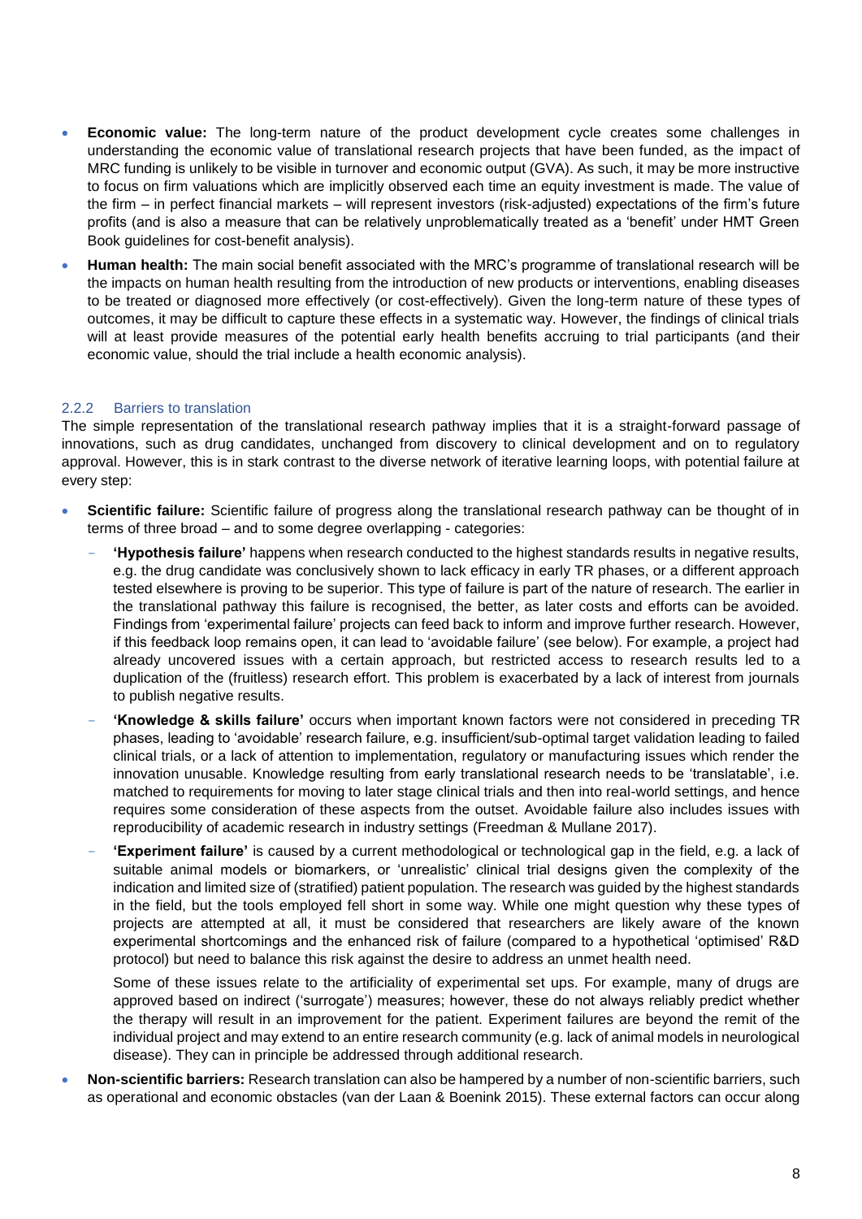- **Economic value:** The long-term nature of the product development cycle creates some challenges in understanding the economic value of translational research projects that have been funded, as the impact of MRC funding is unlikely to be visible in turnover and economic output (GVA). As such, it may be more instructive to focus on firm valuations which are implicitly observed each time an equity investment is made. The value of the firm – in perfect financial markets – will represent investors (risk-adjusted) expectations of the firm's future profits (and is also a measure that can be relatively unproblematically treated as a 'benefit' under HMT Green Book guidelines for cost-benefit analysis).
- **Human health:** The main social benefit associated with the MRC's programme of translational research will be the impacts on human health resulting from the introduction of new products or interventions, enabling diseases to be treated or diagnosed more effectively (or cost-effectively). Given the long-term nature of these types of outcomes, it may be difficult to capture these effects in a systematic way. However, the findings of clinical trials will at least provide measures of the potential early health benefits accruing to trial participants (and their economic value, should the trial include a health economic analysis).

### 2.2.2 Barriers to translation

The simple representation of the translational research pathway implies that it is a straight-forward passage of innovations, such as drug candidates, unchanged from discovery to clinical development and on to regulatory approval. However, this is in stark contrast to the diverse network of iterative learning loops, with potential failure at every step:

- **Scientific failure:** Scientific failure of progress along the translational research pathway can be thought of in terms of three broad – and to some degree overlapping - categories:
  - **'Hypothesis failure'** happens when research conducted to the highest standards results in negative results, e.g. the drug candidate was conclusively shown to lack efficacy in early TR phases, or a different approach tested elsewhere is proving to be superior. This type of failure is part of the nature of research. The earlier in the translational pathway this failure is recognised, the better, as later costs and efforts can be avoided. Findings from 'experimental failure' projects can feed back to inform and improve further research. However, if this feedback loop remains open, it can lead to 'avoidable failure' (see below). For example, a project had already uncovered issues with a certain approach, but restricted access to research results led to a duplication of the (fruitless) research effort. This problem is exacerbated by a lack of interest from journals to publish negative results.
  - **'Knowledge & skills failure'** occurs when important known factors were not considered in preceding TR phases, leading to 'avoidable' research failure, e.g. insufficient/sub-optimal target validation leading to failed clinical trials, or a lack of attention to implementation, regulatory or manufacturing issues which render the innovation unusable. Knowledge resulting from early translational research needs to be 'translatable', i.e. matched to requirements for moving to later stage clinical trials and then into real-world settings, and hence requires some consideration of these aspects from the outset. Avoidable failure also includes issues with reproducibility of academic research in industry settings (Freedman & Mullane 2017).
  - **'Experiment failure'** is caused by a current methodological or technological gap in the field, e.g. a lack of suitable animal models or biomarkers, or 'unrealistic' clinical trial designs given the complexity of the indication and limited size of (stratified) patient population. The research was guided by the highest standards in the field, but the tools employed fell short in some way. While one might question why these types of projects are attempted at all, it must be considered that researchers are likely aware of the known experimental shortcomings and the enhanced risk of failure (compared to a hypothetical 'optimised' R&D protocol) but need to balance this risk against the desire to address an unmet health need.

    Some of these issues relate to the artificiality of experimental set ups. For example, many of drugs are approved based on indirect ('surrogate') measures; however, these do not always reliably predict whether the therapy will result in an improvement for the patient. Experiment failures are beyond the remit of the individual project and may extend to an entire research community (e.g. lack of animal models in neurological disease). They can in principle be addressed through additional research.
- **Non-scientific barriers:** Research translation can also be hampered by a number of non-scientific barriers, such as operational and economic obstacles (van der Laan & Boenink 2015). These external factors can occur along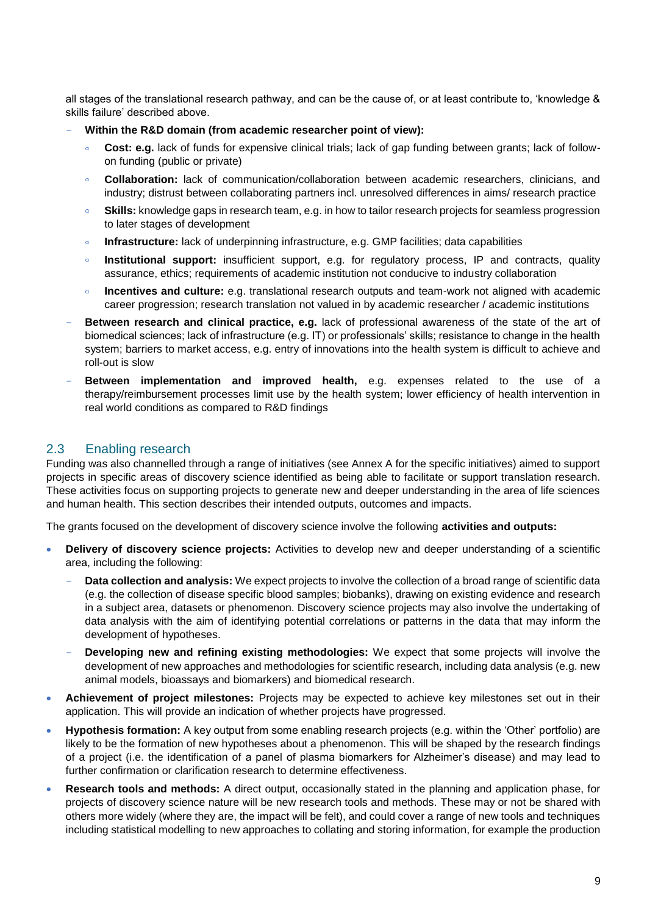all stages of the translational research pathway, and can be the cause of, or at least contribute to, 'knowledge & skills failure' described above.

- **Within the R&D domain (from academic researcher point of view):**
  - **Cost: e.g.** lack of funds for expensive clinical trials; lack of gap funding between grants; lack of follow-on funding (public or private)
  - **Collaboration:** lack of communication/collaboration between academic researchers, clinicians, and industry; distrust between collaborating partners incl. unresolved differences in aims/ research practice
  - **Skills:** knowledge gaps in research team, e.g. in how to tailor research projects for seamless progression to later stages of development
  - **Infrastructure:** lack of underpinning infrastructure, e.g. GMP facilities; data capabilities
  - **Institutional support:** insufficient support, e.g. for regulatory process, IP and contracts, quality assurance, ethics; requirements of academic institution not conducive to industry collaboration
  - **Incentives and culture:** e.g. translational research outputs and team-work not aligned with academic career progression; research translation not valued in by academic researcher / academic institutions
- **Between research and clinical practice, e.g.** lack of professional awareness of the state of the art of biomedical sciences; lack of infrastructure (e.g. IT) or professionals' skills; resistance to change in the health system; barriers to market access, e.g. entry of innovations into the health system is difficult to achieve and roll-out is slow
- **Between implementation and improved health,** e.g. expenses related to the use of a therapy/reimbursement processes limit use by the health system; lower efficiency of health intervention in real world conditions as compared to R&D findings

## 2.3 Enabling research

Funding was also channelled through a range of initiatives (see Annex A for the specific initiatives) aimed to support projects in specific areas of discovery science identified as being able to facilitate or support translation research. These activities focus on supporting projects to generate new and deeper understanding in the area of life sciences and human health. This section describes their intended outputs, outcomes and impacts.

The grants focused on the development of discovery science involve the following **activities and outputs:**

- **Delivery of discovery science projects:** Activities to develop new and deeper understanding of a scientific area, including the following:
  - **Data collection and analysis:** We expect projects to involve the collection of a broad range of scientific data (e.g. the collection of disease specific blood samples; biobanks), drawing on existing evidence and research in a subject area, datasets or phenomenon. Discovery science projects may also involve the undertaking of data analysis with the aim of identifying potential correlations or patterns in the data that may inform the development of hypotheses.
  - **Developing new and refining existing methodologies:** We expect that some projects will involve the development of new approaches and methodologies for scientific research, including data analysis (e.g. new animal models, bioassays and biomarkers) and biomedical research.
- **Achievement of project milestones:** Projects may be expected to achieve key milestones set out in their application. This will provide an indication of whether projects have progressed.
- **Hypothesis formation:** A key output from some enabling research projects (e.g. within the 'Other' portfolio) are likely to be the formation of new hypotheses about a phenomenon. This will be shaped by the research findings of a project (i.e. the identification of a panel of plasma biomarkers for Alzheimer's disease) and may lead to further confirmation or clarification research to determine effectiveness.
- **Research tools and methods:** A direct output, occasionally stated in the planning and application phase, for projects of discovery science nature will be new research tools and methods. These may or not be shared with others more widely (where they are, the impact will be felt), and could cover a range of new tools and techniques including statistical modelling to new approaches to collating and storing information, for example the production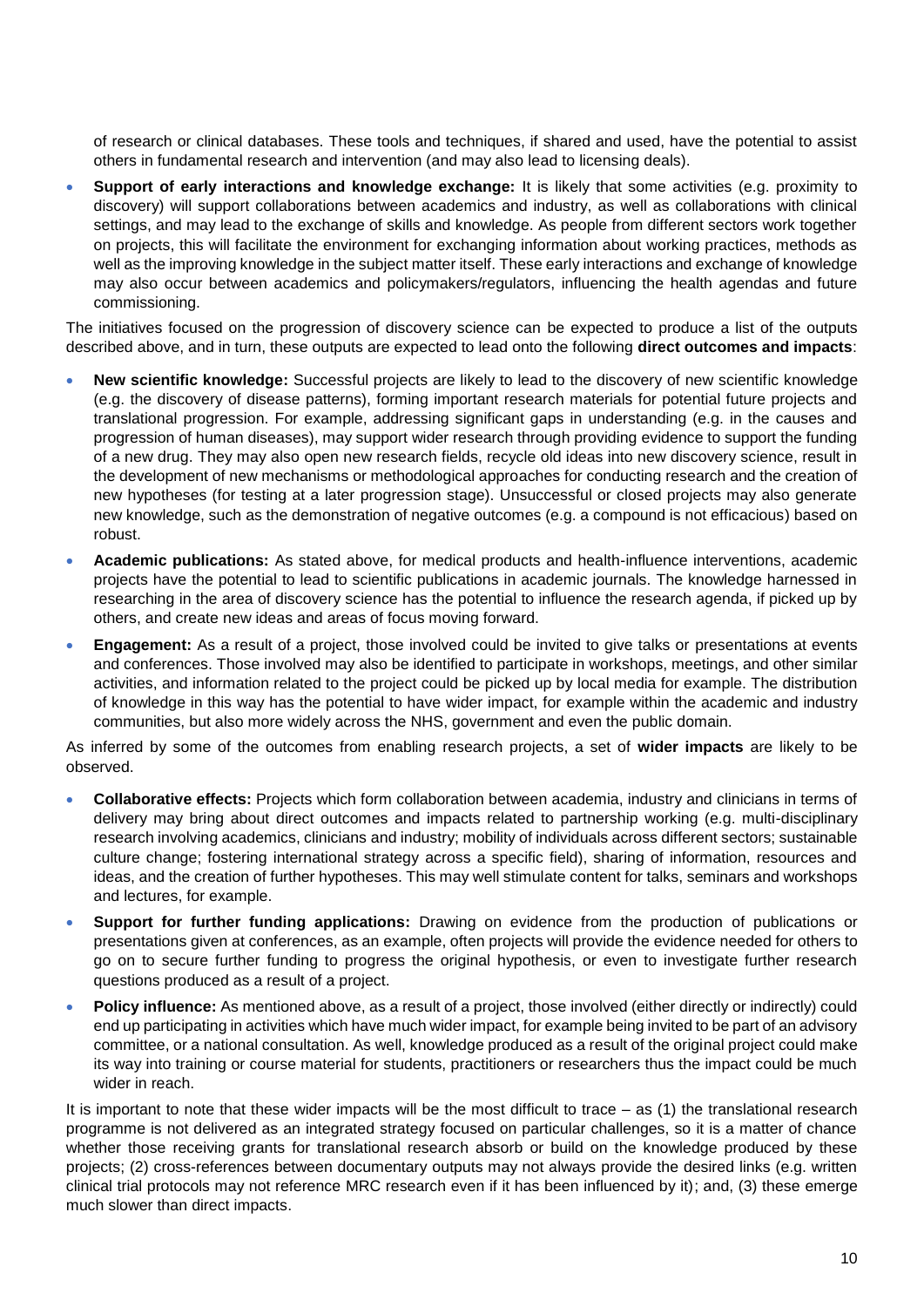of research or clinical databases. These tools and techniques, if shared and used, have the potential to assist others in fundamental research and intervention (and may also lead to licensing deals).

- **Support of early interactions and knowledge exchange:** It is likely that some activities (e.g. proximity to discovery) will support collaborations between academics and industry, as well as collaborations with clinical settings, and may lead to the exchange of skills and knowledge. As people from different sectors work together on projects, this will facilitate the environment for exchanging information about working practices, methods as well as the improving knowledge in the subject matter itself. These early interactions and exchange of knowledge may also occur between academics and policymakers/regulators, influencing the health agendas and future commissioning.

The initiatives focused on the progression of discovery science can be expected to produce a list of the outputs described above, and in turn, these outputs are expected to lead onto the following **direct outcomes and impacts**:

- **New scientific knowledge:** Successful projects are likely to lead to the discovery of new scientific knowledge (e.g. the discovery of disease patterns), forming important research materials for potential future projects and translational progression. For example, addressing significant gaps in understanding (e.g. in the causes and progression of human diseases), may support wider research through providing evidence to support the funding of a new drug. They may also open new research fields, recycle old ideas into new discovery science, result in the development of new mechanisms or methodological approaches for conducting research and the creation of new hypotheses (for testing at a later progression stage). Unsuccessful or closed projects may also generate new knowledge, such as the demonstration of negative outcomes (e.g. a compound is not efficacious) based on robust.
- **Academic publications:** As stated above, for medical products and health-influence interventions, academic projects have the potential to lead to scientific publications in academic journals. The knowledge harnessed in researching in the area of discovery science has the potential to influence the research agenda, if picked up by others, and create new ideas and areas of focus moving forward.
- **Engagement:** As a result of a project, those involved could be invited to give talks or presentations at events and conferences. Those involved may also be identified to participate in workshops, meetings, and other similar activities, and information related to the project could be picked up by local media for example. The distribution of knowledge in this way has the potential to have wider impact, for example within the academic and industry communities, but also more widely across the NHS, government and even the public domain.

As inferred by some of the outcomes from enabling research projects, a set of **wider impacts** are likely to be observed.

- **Collaborative effects:** Projects which form collaboration between academia, industry and clinicians in terms of delivery may bring about direct outcomes and impacts related to partnership working (e.g. multi-disciplinary research involving academics, clinicians and industry; mobility of individuals across different sectors; sustainable culture change; fostering international strategy across a specific field), sharing of information, resources and ideas, and the creation of further hypotheses. This may well stimulate content for talks, seminars and workshops and lectures, for example.
- **Support for further funding applications:** Drawing on evidence from the production of publications or presentations given at conferences, as an example, often projects will provide the evidence needed for others to go on to secure further funding to progress the original hypothesis, or even to investigate further research questions produced as a result of a project.
- **Policy influence:** As mentioned above, as a result of a project, those involved (either directly or indirectly) could end up participating in activities which have much wider impact, for example being invited to be part of an advisory committee, or a national consultation. As well, knowledge produced as a result of the original project could make its way into training or course material for students, practitioners or researchers thus the impact could be much wider in reach.

It is important to note that these wider impacts will be the most difficult to trace – as (1) the translational research programme is not delivered as an integrated strategy focused on particular challenges, so it is a matter of chance whether those receiving grants for translational research absorb or build on the knowledge produced by these projects; (2) cross-references between documentary outputs may not always provide the desired links (e.g. written clinical trial protocols may not reference MRC research even if it has been influenced by it); and, (3) these emerge much slower than direct impacts.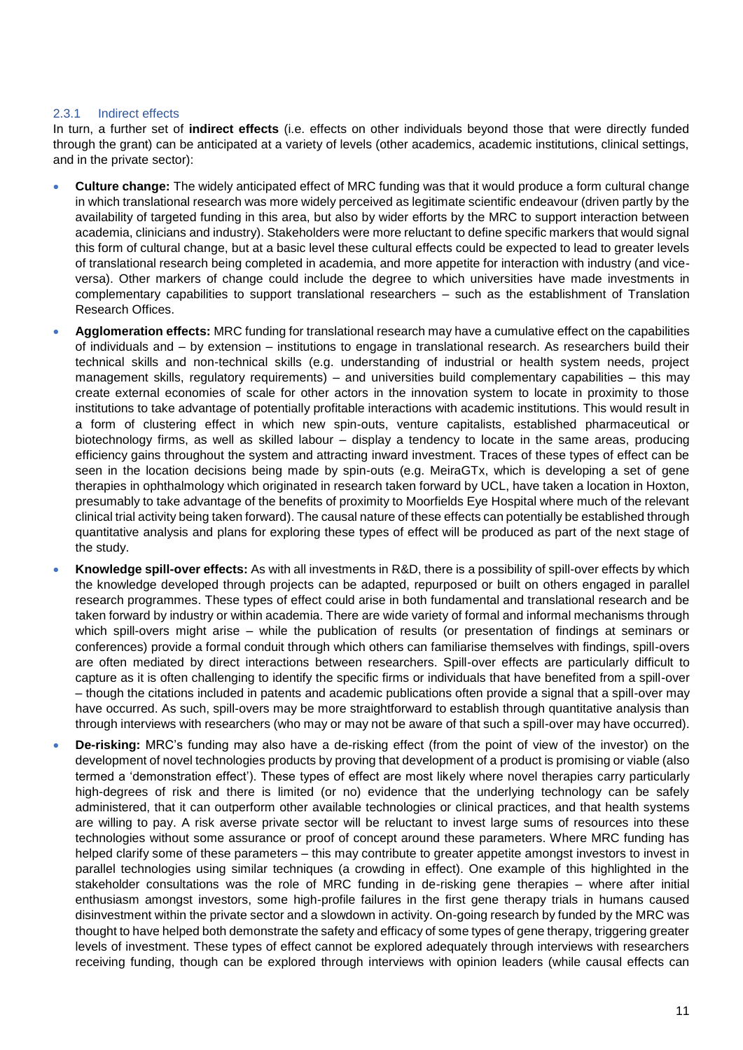### 2.3.1 Indirect effects

In turn, a further set of **indirect effects** (i.e. effects on other individuals beyond those that were directly funded through the grant) can be anticipated at a variety of levels (other academics, academic institutions, clinical settings, and in the private sector):

- **Culture change:** The widely anticipated effect of MRC funding was that it would produce a form cultural change in which translational research was more widely perceived as legitimate scientific endeavour (driven partly by the availability of targeted funding in this area, but also by wider efforts by the MRC to support interaction between academia, clinicians and industry). Stakeholders were more reluctant to define specific markers that would signal this form of cultural change, but at a basic level these cultural effects could be expected to lead to greater levels of translational research being completed in academia, and more appetite for interaction with industry (and vice-versa). Other markers of change could include the degree to which universities have made investments in complementary capabilities to support translational researchers – such as the establishment of Translation Research Offices.
- **Agglomeration effects:** MRC funding for translational research may have a cumulative effect on the capabilities of individuals and – by extension – institutions to engage in translational research. As researchers build their technical skills and non-technical skills (e.g. understanding of industrial or health system needs, project management skills, regulatory requirements) – and universities build complementary capabilities – this may create external economies of scale for other actors in the innovation system to locate in proximity to those institutions to take advantage of potentially profitable interactions with academic institutions. This would result in a form of clustering effect in which new spin-outs, venture capitalists, established pharmaceutical or biotechnology firms, as well as skilled labour – display a tendency to locate in the same areas, producing efficiency gains throughout the system and attracting inward investment. Traces of these types of effect can be seen in the location decisions being made by spin-outs (e.g. MeiraGTx, which is developing a set of gene therapies in ophthalmology which originated in research taken forward by UCL, have taken a location in Hoxton, presumably to take advantage of the benefits of proximity to Moorfields Eye Hospital where much of the relevant clinical trial activity being taken forward). The causal nature of these effects can potentially be established through quantitative analysis and plans for exploring these types of effect will be produced as part of the next stage of the study.
- **Knowledge spill-over effects:** As with all investments in R&D, there is a possibility of spill-over effects by which the knowledge developed through projects can be adapted, repurposed or built on others engaged in parallel research programmes. These types of effect could arise in both fundamental and translational research and be taken forward by industry or within academia. There are wide variety of formal and informal mechanisms through which spill-overs might arise – while the publication of results (or presentation of findings at seminars or conferences) provide a formal conduit through which others can familiarise themselves with findings, spill-overs are often mediated by direct interactions between researchers. Spill-over effects are particularly difficult to capture as it is often challenging to identify the specific firms or individuals that have benefited from a spill-over – though the citations included in patents and academic publications often provide a signal that a spill-over may have occurred. As such, spill-overs may be more straightforward to establish through quantitative analysis than through interviews with researchers (who may or may not be aware of that such a spill-over may have occurred).
- **De-risking:** MRC's funding may also have a de-risking effect (from the point of view of the investor) on the development of novel technologies products by proving that development of a product is promising or viable (also termed a 'demonstration effect'). These types of effect are most likely where novel therapies carry particularly high-degrees of risk and there is limited (or no) evidence that the underlying technology can be safely administered, that it can outperform other available technologies or clinical practices, and that health systems are willing to pay. A risk averse private sector will be reluctant to invest large sums of resources into these technologies without some assurance or proof of concept around these parameters. Where MRC funding has helped clarify some of these parameters – this may contribute to greater appetite amongst investors to invest in parallel technologies using similar techniques (a crowding in effect). One example of this highlighted in the stakeholder consultations was the role of MRC funding in de-risking gene therapies – where after initial enthusiasm amongst investors, some high-profile failures in the first gene therapy trials in humans caused disinvestment within the private sector and a slowdown in activity. On-going research by funded by the MRC was thought to have helped both demonstrate the safety and efficacy of some types of gene therapy, triggering greater levels of investment. These types of effect cannot be explored adequately through interviews with researchers receiving funding, though can be explored through interviews with opinion leaders (while causal effects can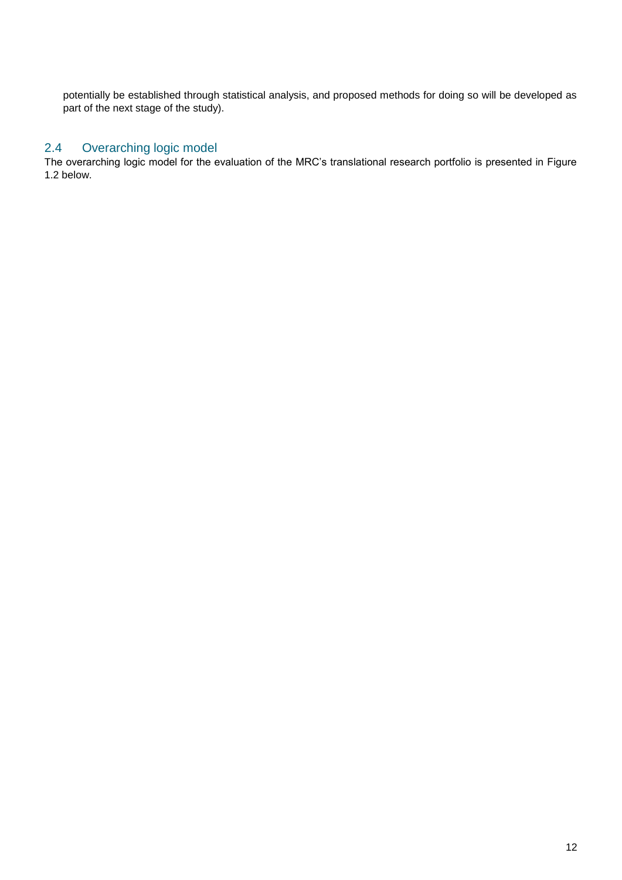potentially be established through statistical analysis, and proposed methods for doing so will be developed as part of the next stage of the study).

## 2.4 Overarching logic model

The overarching logic model for the evaluation of the MRC's translational research portfolio is presented in Figure 1.2 below.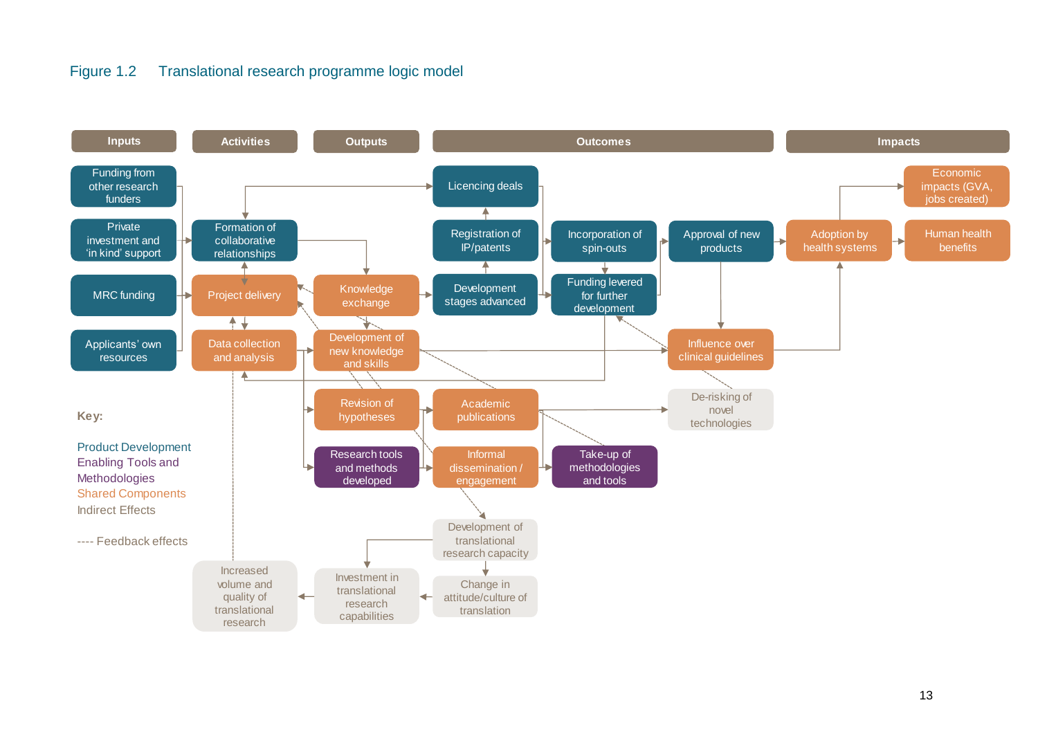Figure 1.2 Translational research programme logic model

| Inputs | Activities | Outputs | Outcomes | | | Impacts | |
|---|---|---|---|---|---|---|---|
| Funding from other research funders | | | Licencing deals | | | | Economic impacts (GVA, jobs created) |
| Private investment and 'in kind' support | Formation of collaborative relationships | | Registration of IP/patents | Incorporation of spin-outs | Approval of new products | Adoption by health systems | Human health benefits |
| MRC funding | Project delivery | Knowledge exchange | Development stages advanced | Funding levered for further development | | | |
| Applicants' own resources | Data collection and analysis | Development of new knowledge and skills | | | Influence over clinical guidelines | | |
| | | Revision of hypotheses | Academic publications | | De-risking of novel technologies | | |
| | | Research tools and methods developed | Informal dissemination / engagement | Take-up of methodologies and tools | | | |
| | | | Development of translational research capacity | | | | |
| | Increased volume and quality of translational research | Investment in translational research capabilities | Change in attitude/culture of translation | | | | |

**Key:**

Product Development
Enabling Tools and Methodologies
Shared Components
Indirect Effects

---- Feedback effects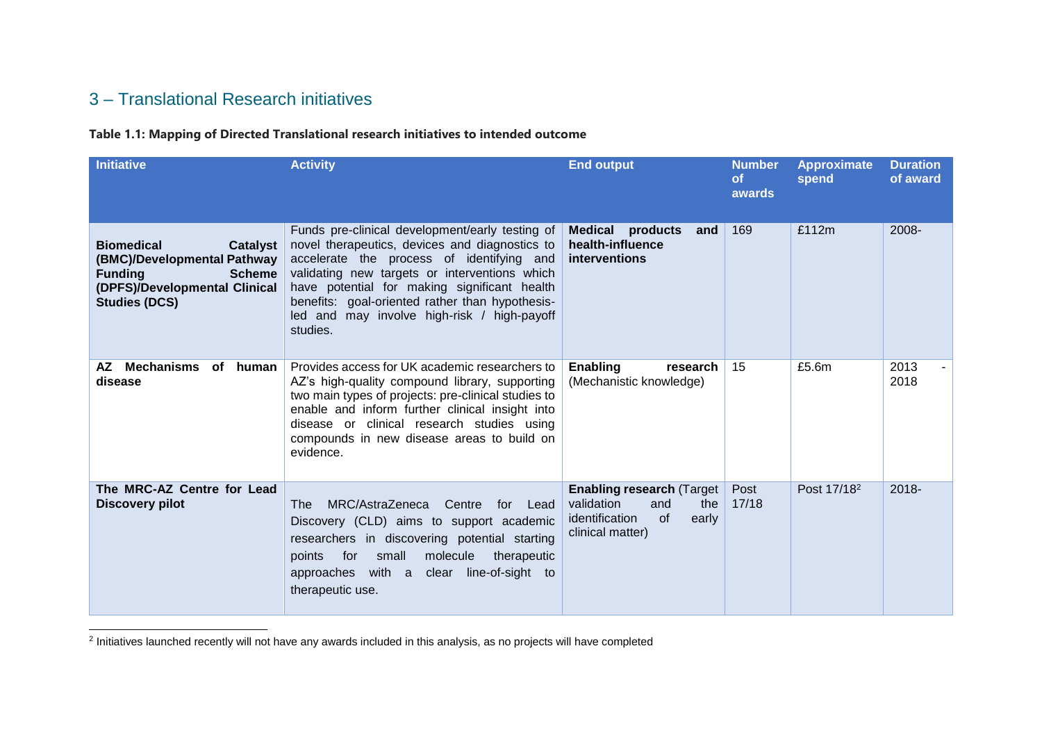## 3 – Translational Research initiatives

**Table 1.1: Mapping of Directed Translational research initiatives to intended outcome**

| Initiative | Activity | End output | Number of awards | Approximate spend | Duration of award |
|---|---|---|---|---|---|
| **Biomedical Catalyst (BMC)/Developmental Pathway Funding Scheme (DPFS)/Developmental Clinical Studies (DCS)** | Funds pre-clinical development/early testing of novel therapeutics, devices and diagnostics to accelerate the process of identifying and validating new targets or interventions which have potential for making significant health benefits: goal-oriented rather than hypothesis-led and may involve high-risk / high-payoff studies. | **Medical products and health-influence interventions** | 169 | £112m | 2008- |
| **AZ Mechanisms of human disease** | Provides access for UK academic researchers to AZ's high-quality compound library, supporting two main types of projects: pre-clinical studies to enable and inform further clinical insight into disease or clinical research studies using compounds in new disease areas to build on evidence. | **Enabling research** (Mechanistic knowledge) | 15 | £5.6m | 2013 - 2018 |
| **The MRC-AZ Centre for Lead Discovery pilot** | The MRC/AstraZeneca Centre for Lead Discovery (CLD) aims to support academic researchers in discovering potential starting points for small molecule therapeutic approaches with a clear line-of-sight to therapeutic use. | **Enabling research** (Target validation and the identification of early clinical matter) | Post 17/18 | Post 17/18[2] | 2018- |

[2] Initiatives launched recently will not have any awards included in this analysis, as no projects will have completed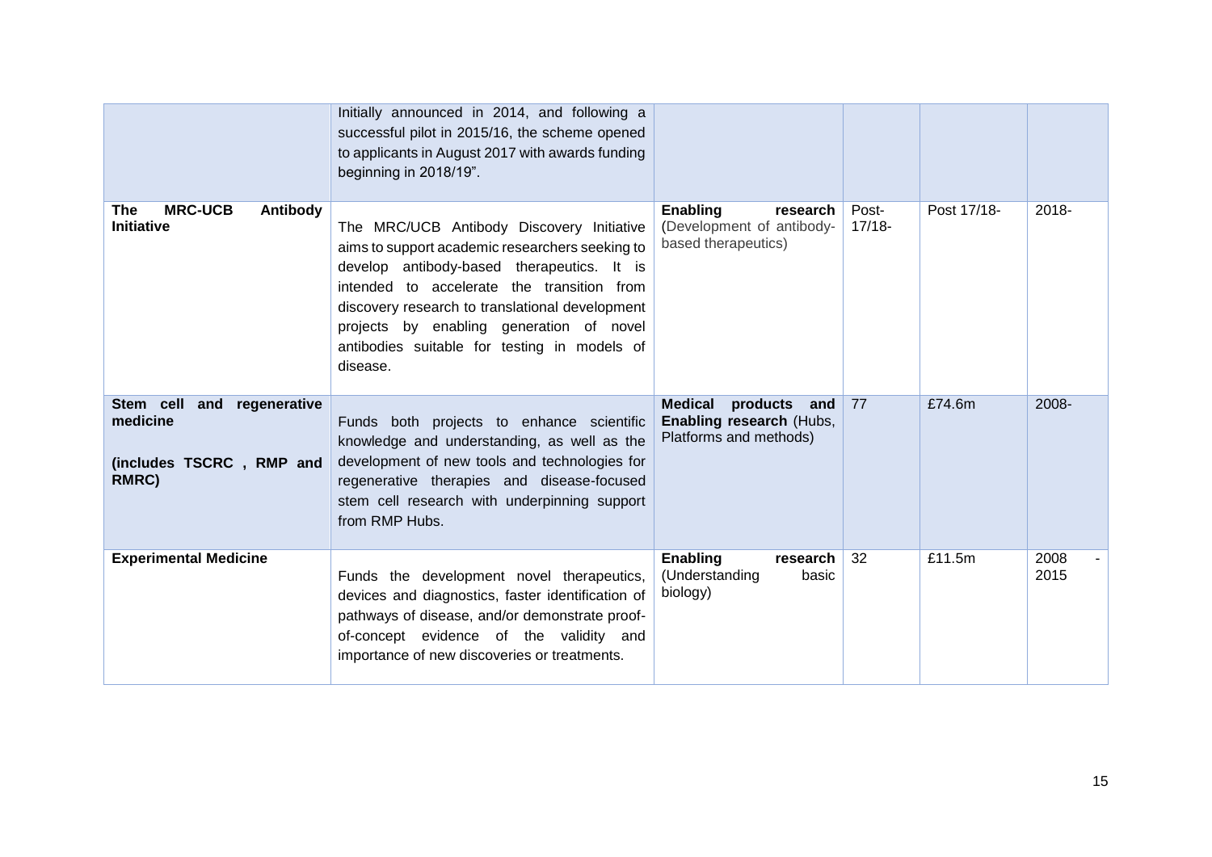| | | | | | |
|---|---|---|---|---|---|
| | Initially announced in 2014, and following a successful pilot in 2015/16, the scheme opened to applicants in August 2017 with awards funding beginning in 2018/19". | | | | |
| **The MRC-UCB Antibody Initiative** | The MRC/UCB Antibody Discovery Initiative aims to support academic researchers seeking to develop antibody-based therapeutics. It is intended to accelerate the transition from discovery research to translational development projects by enabling generation of novel antibodies suitable for testing in models of disease. | **Enabling research** (Development of antibody-based therapeutics) | Post-17/18- | Post 17/18- | 2018- |
| **Stem cell and regenerative medicine (includes TSCRC , RMP and RMRC)** | Funds both projects to enhance scientific knowledge and understanding, as well as the development of new tools and technologies for regenerative therapies and disease-focused stem cell research with underpinning support from RMP Hubs. | **Medical products and Enabling research** (Hubs, Platforms and methods) | 77 | £74.6m | 2008- |
| **Experimental Medicine** | Funds the development novel therapeutics, devices and diagnostics, faster identification of pathways of disease, and/or demonstrate proof-of-concept evidence of the validity and importance of new discoveries or treatments. | **Enabling research** (Understanding basic biology) | 32 | £11.5m | 2008 - 2015 |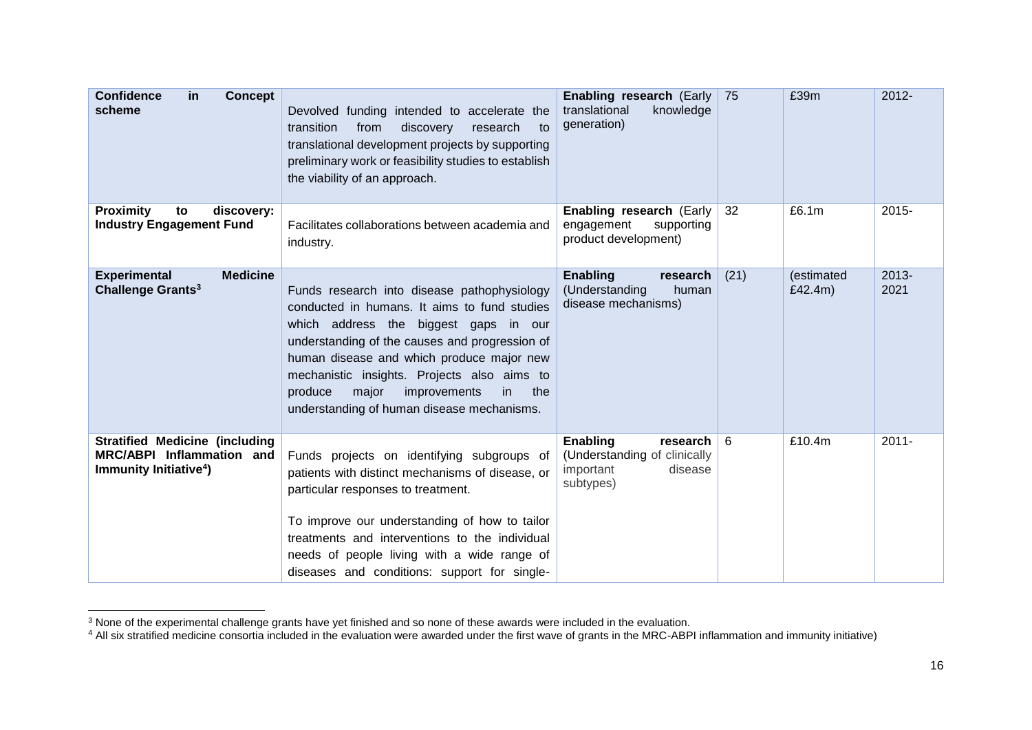| **Confidence in Concept scheme** | Devolved funding intended to accelerate the transition from discovery research to translational development projects by supporting preliminary work or feasibility studies to establish the viability of an approach. | **Enabling research** (Early translational knowledge generation) | 75 | £39m | 2012- |
|---|---|---|---|---|---|
| **Proximity to discovery: Industry Engagement Fund** | Facilitates collaborations between academia and industry. | **Enabling research** (Early engagement supporting product development) | 32 | £6.1m | 2015- |
| **Experimental Medicine Challenge Grants**[3] | Funds research into disease pathophysiology conducted in humans. It aims to fund studies which address the biggest gaps in our understanding of the causes and progression of human disease and which produce major new mechanistic insights. Projects also aims to produce major improvements in the understanding of human disease mechanisms. | **Enabling research** (Understanding human disease mechanisms) | (21) | (estimated £42.4m) | 2013-2021 |
| **Stratified Medicine (including MRC/ABPI Inflammation and Immunity Initiative**[4]**)** | Funds projects on identifying subgroups of patients with distinct mechanisms of disease, or particular responses to treatment.<br><br>To improve our understanding of how to tailor treatments and interventions to the individual needs of people living with a wide range of diseases and conditions: support for single- | **Enabling research** (Understanding of clinically important disease subtypes) | 6 | £10.4m | 2011- |

[3] None of the experimental challenge grants have yet finished and so none of these awards were included in the evaluation.

[4] All six stratified medicine consortia included in the evaluation were awarded under the first wave of grants in the MRC-ABPI inflammation and immunity initiative)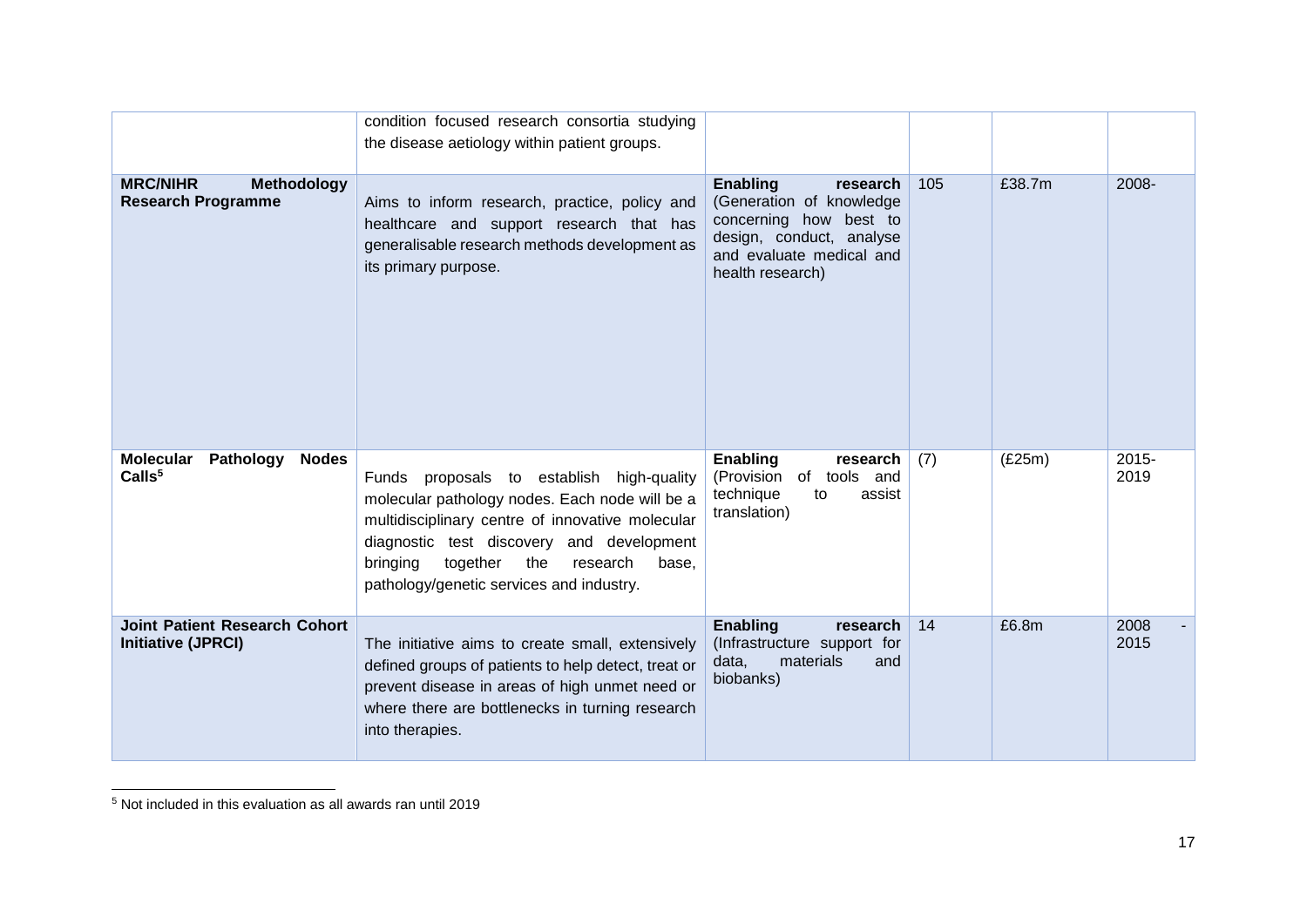| | | | | | |
|---|---|---|---|---|---|
| | condition focused research consortia studying the disease aetiology within patient groups. | | | | |
| **MRC/NIHR Methodology Research Programme** | Aims to inform research, practice, policy and healthcare and support research that has generalisable research methods development as its primary purpose. | **Enabling research** (Generation of knowledge concerning how best to design, conduct, analyse and evaluate medical and health research) | 105 | £38.7m | 2008- |
| **Molecular Pathology Nodes Calls**[5] | Funds proposals to establish high-quality molecular pathology nodes. Each node will be a multidisciplinary centre of innovative molecular diagnostic test discovery and development bringing together the research base, pathology/genetic services and industry. | **Enabling research** (Provision of tools and technique to assist translation) | (7) | (£25m) | 2015-2019 |
| **Joint Patient Research Cohort Initiative (JPRCI)** | The initiative aims to create small, extensively defined groups of patients to help detect, treat or prevent disease in areas of high unmet need or where there are bottlenecks in turning research into therapies. | **Enabling research** (Infrastructure support for data, materials and biobanks) | 14 | £6.8m | 2008 - 2015 |

[5] Not included in this evaluation as all awards ran until 2019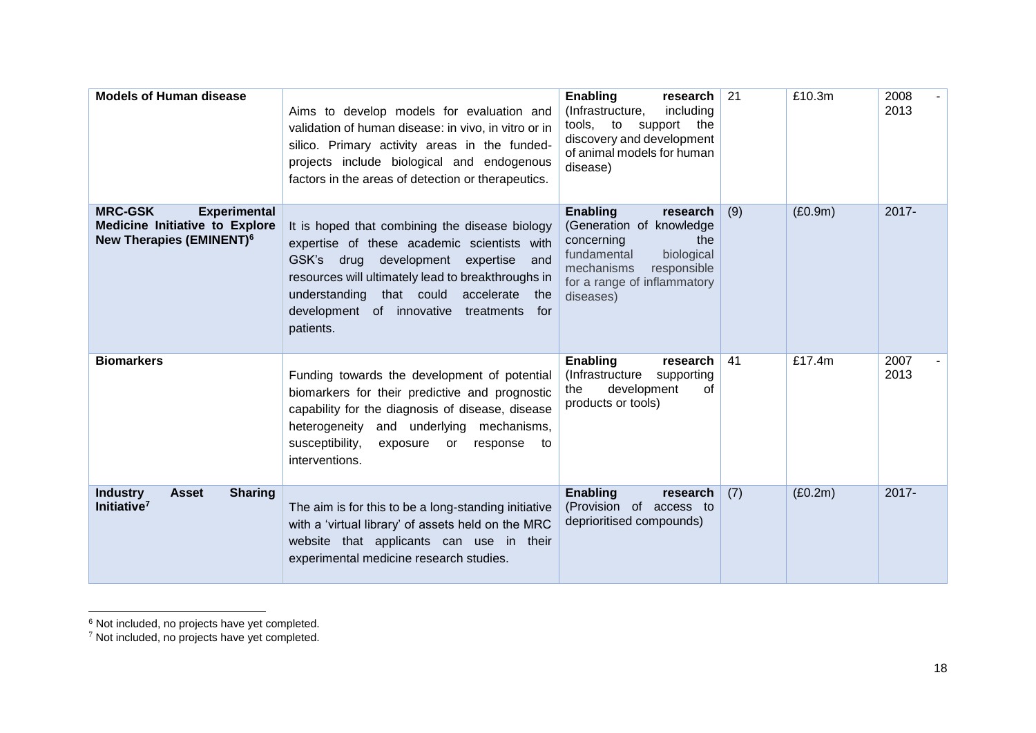| **Models of Human disease** | Aims to develop models for evaluation and validation of human disease: in vivo, in vitro or in silico. Primary activity areas in the funded-projects include biological and endogenous factors in the areas of detection or therapeutics. | **Enabling research** (Infrastructure, including tools, to support the discovery and development of animal models for human disease) | 21 | £10.3m | 2008 - 2013 |
|---|---|---|---|---|---|
| **MRC-GSK Experimental Medicine Initiative to Explore New Therapies (EMINENT)**[6] | It is hoped that combining the disease biology expertise of these academic scientists with GSK's drug development expertise and resources will ultimately lead to breakthroughs in understanding that could accelerate the development of innovative treatments for patients. | **Enabling research** (Generation of knowledge concerning the fundamental biological mechanisms responsible for a range of inflammatory diseases) | (9) | (£0.9m) | 2017- |
| **Biomarkers** | Funding towards the development of potential biomarkers for their predictive and prognostic capability for the diagnosis of disease, disease heterogeneity and underlying mechanisms, susceptibility, exposure or response to interventions. | **Enabling research** (Infrastructure supporting the development of products or tools) | 41 | £17.4m | 2007 - 2013 |
| **Industry Asset Sharing Initiative**[7] | The aim is for this to be a long-standing initiative with a 'virtual library' of assets held on the MRC website that applicants can use in their experimental medicine research studies. | **Enabling research** (Provision of access to deprioritised compounds) | (7) | (£0.2m) | 2017- |

[6] Not included, no projects have yet completed.

[7] Not included, no projects have yet completed.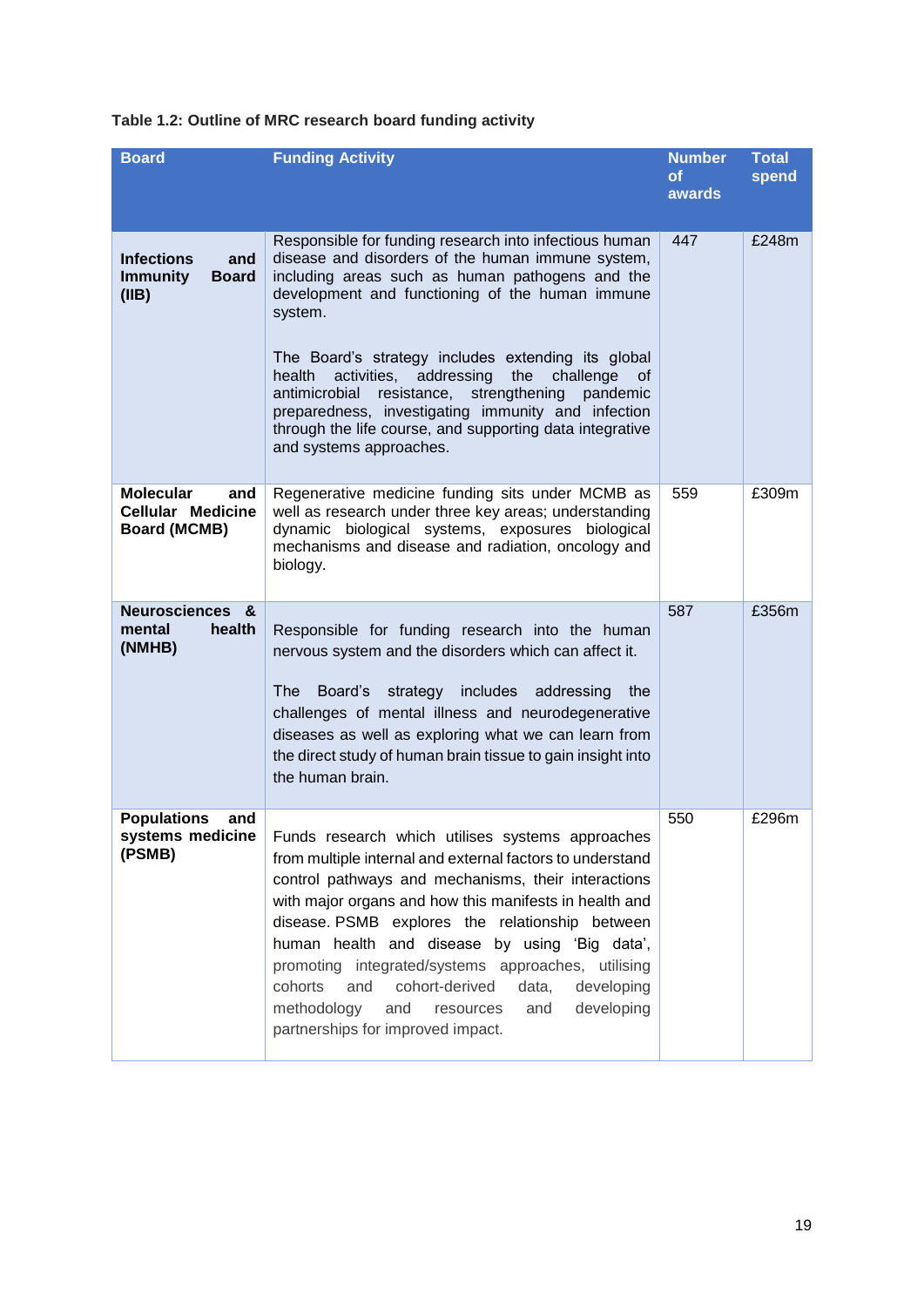**Table 1.2: Outline of MRC research board funding activity**

| Board | Funding Activity | Number of awards | Total spend |
|---|---|---|---|
| **Infections and Immunity Board (IIB)** | Responsible for funding research into infectious human disease and disorders of the human immune system, including areas such as human pathogens and the development and functioning of the human immune system.<br><br>The Board's strategy includes extending its global health activities, addressing the challenge of antimicrobial resistance, strengthening pandemic preparedness, investigating immunity and infection through the life course, and supporting data integrative and systems approaches. | 447 | £248m |
| **Molecular and Cellular Medicine Board (MCMB)** | Regenerative medicine funding sits under MCMB as well as research under three key areas; understanding dynamic biological systems, exposures biological mechanisms and disease and radiation, oncology and biology. | 559 | £309m |
| **Neurosciences & mental health (NMHB)** | Responsible for funding research into the human nervous system and the disorders which can affect it.<br><br>The Board's strategy includes addressing the challenges of mental illness and neurodegenerative diseases as well as exploring what we can learn from the direct study of human brain tissue to gain insight into the human brain. | 587 | £356m |
| **Populations and systems medicine (PSMB)** | Funds research which utilises systems approaches from multiple internal and external factors to understand control pathways and mechanisms, their interactions with major organs and how this manifests in health and disease. PSMB explores the relationship between human health and disease by using 'Big data', promoting integrated/systems approaches, utilising cohorts and cohort-derived data, developing methodology and resources and developing partnerships for improved impact. | 550 | £296m |